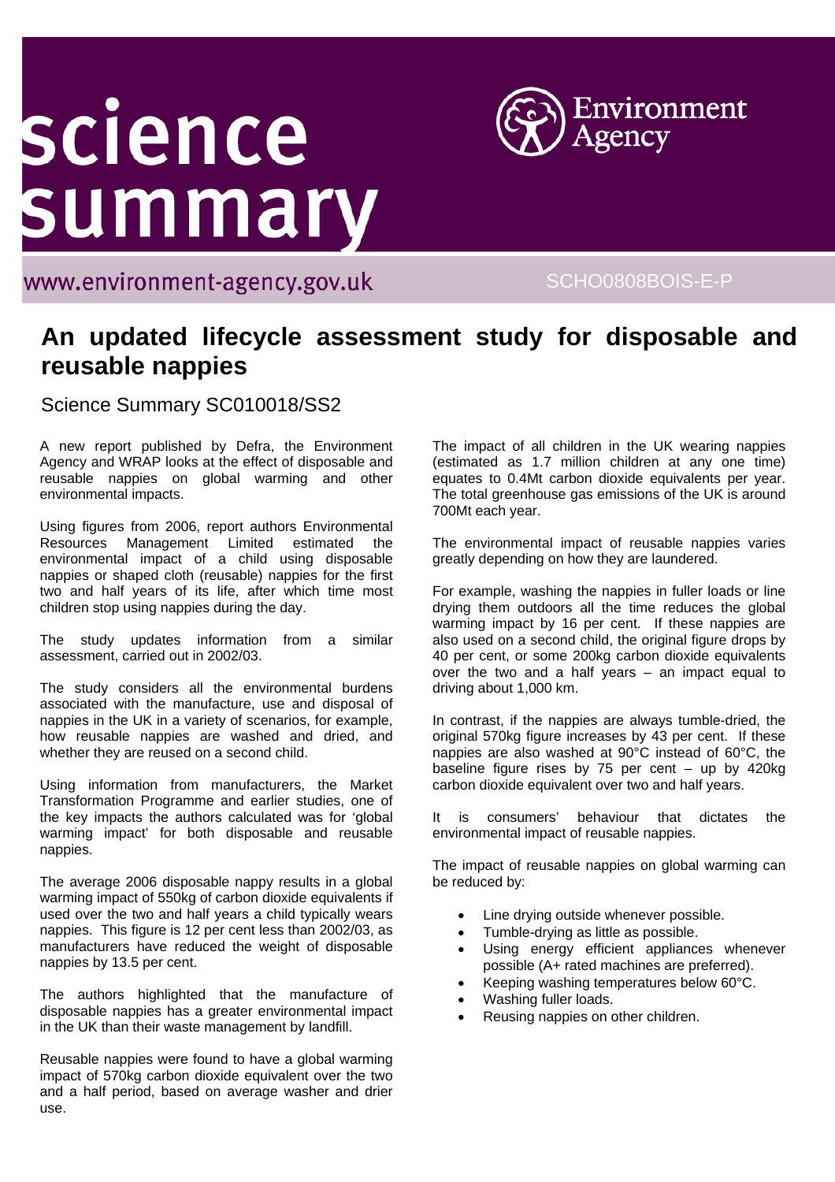# science summary

Environment Agency

www.environment-agency.gov.uk

SCHO0808BOIS-E-P

## An updated lifecycle assessment study for disposable and reusable nappies

Science Summary SC010018/SS2

A new report published by Defra, the Environment Agency and WRAP looks at the effect of disposable and reusable nappies on global warming and other environmental impacts.

Using figures from 2006, report authors Environmental Resources Management Limited estimated the environmental impact of a child using disposable nappies or shaped cloth (reusable) nappies for the first two and half years of its life, after which time most children stop using nappies during the day.

The study updates information from a similar assessment, carried out in 2002/03.

The study considers all the environmental burdens associated with the manufacture, use and disposal of nappies in the UK in a variety of scenarios, for example, how reusable nappies are washed and dried, and whether they are reused on a second child.

Using information from manufacturers, the Market Transformation Programme and earlier studies, one of the key impacts the authors calculated was for 'global warming impact' for both disposable and reusable nappies.

The average 2006 disposable nappy results in a global warming impact of 550kg of carbon dioxide equivalents if used over the two and half years a child typically wears nappies. This figure is 12 per cent less than 2002/03, as manufacturers have reduced the weight of disposable nappies by 13.5 per cent.

The authors highlighted that the manufacture of disposable nappies has a greater environmental impact in the UK than their waste management by landfill.

Reusable nappies were found to have a global warming impact of 570kg carbon dioxide equivalent over the two and a half period, based on average washer and drier use.

The impact of all children in the UK wearing nappies (estimated as 1.7 million children at any one time) equates to 0.4Mt carbon dioxide equivalents per year. The total greenhouse gas emissions of the UK is around 700Mt each year.

The environmental impact of reusable nappies varies greatly depending on how they are laundered.

For example, washing the nappies in fuller loads or line drying them outdoors all the time reduces the global warming impact by 16 per cent. If these nappies are also used on a second child, the original figure drops by 40 per cent, or some 200kg carbon dioxide equivalents over the two and a half years – an impact equal to driving about 1,000 km.

In contrast, if the nappies are always tumble-dried, the original 570kg figure increases by 43 per cent. If these nappies are also washed at 90°C instead of 60°C, the baseline figure rises by 75 per cent – up by 420kg carbon dioxide equivalent over two and half years.

It is consumers' behaviour that dictates the environmental impact of reusable nappies.

The impact of reusable nappies on global warming can be reduced by:

- Line drying outside whenever possible.
- Tumble-drying as little as possible.
- Using energy efficient appliances whenever possible (A+ rated machines are preferred).
- Keeping washing temperatures below 60°C.
- Washing fuller loads.
- Reusing nappies on other children.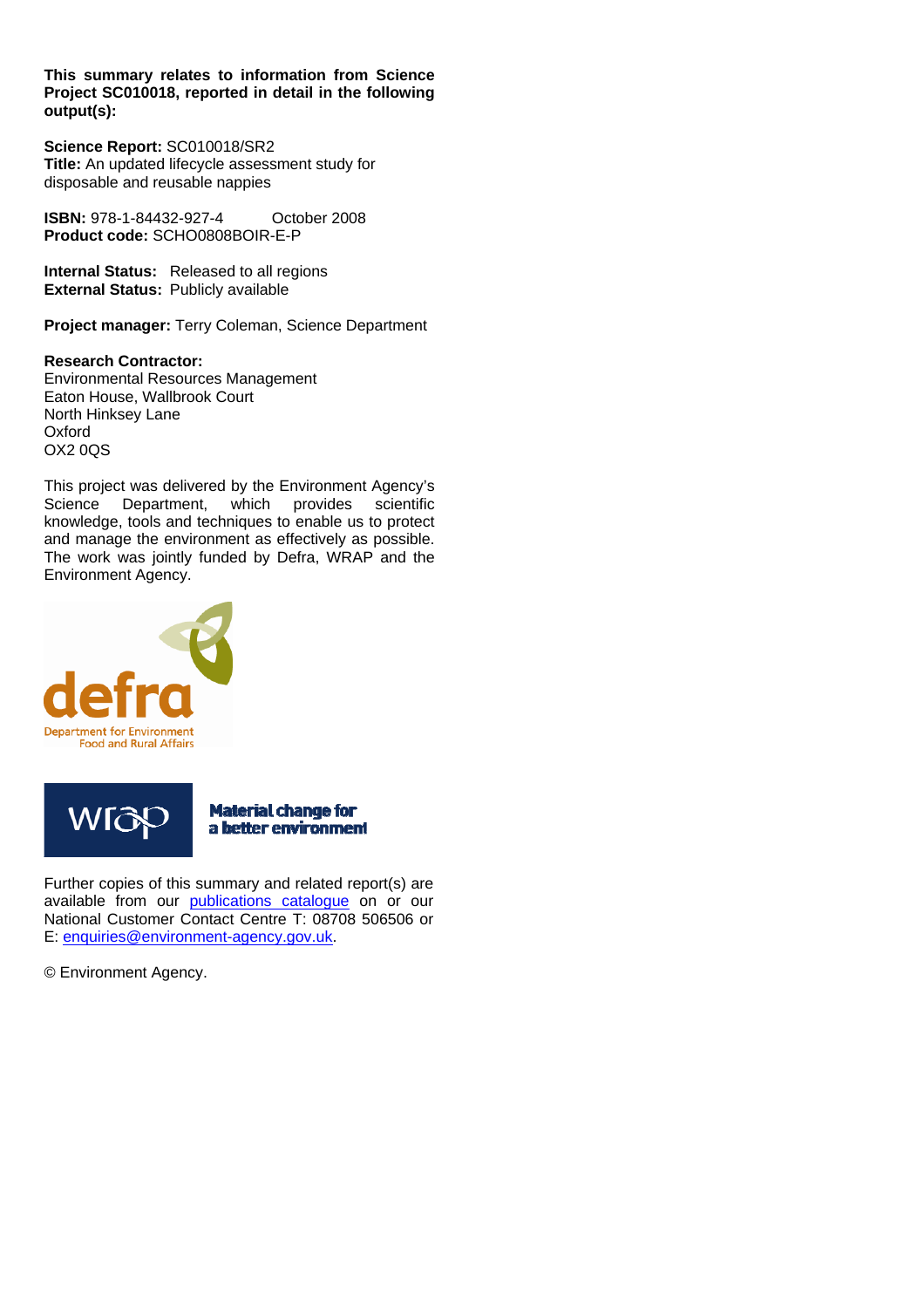**This summary relates to information from Science Project SC010018, reported in detail in the following output(s):**

**Science Report:** SC010018/SR2
**Title:** An updated lifecycle assessment study for disposable and reusable nappies

**ISBN:** 978-1-84432-927-4 October 2008
**Product code:** SCHO0808BOIR-E-P

**Internal Status:** Released to all regions
**External Status:** Publicly available

**Project manager:** Terry Coleman, Science Department

**Research Contractor:**
Environmental Resources Management
Eaton House, Wallbrook Court
North Hinksey Lane
Oxford
OX2 0QS

This project was delivered by the Environment Agency's Science Department, which provides scientific knowledge, tools and techniques to enable us to protect and manage the environment as effectively as possible. The work was jointly funded by Defra, WRAP and the Environment Agency.

defra
Department for Environment Food and Rural Affairs

wrap
Material change for a better environment

Further copies of this summary and related report(s) are available from our publications catalogue on or our National Customer Contact Centre T: 08708 506506 or E: enquiries@environment-agency.gov.uk.

© Environment Agency.